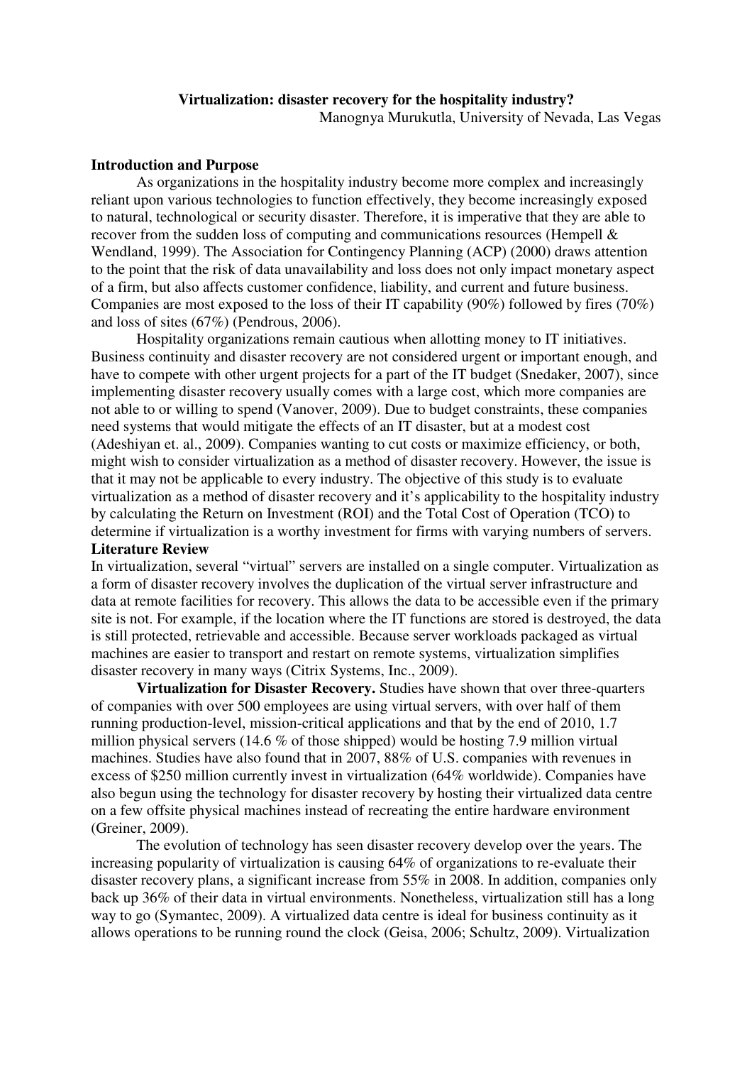# Virtualization: disaster recovery for the hospitality industry?

Manognya Murukutla, University of Nevada, Las Vegas

## Introduction and Purpose

As organizations in the hospitality industry become more complex and increasingly reliant upon various technologies to function effectively, they become increasingly exposed to natural, technological or security disaster. Therefore, it is imperative that they are able to recover from the sudden loss of computing and communications resources (Hempell & Wendland, 1999). The Association for Contingency Planning (ACP) (2000) draws attention to the point that the risk of data unavailability and loss does not only impact monetary aspect of a firm, but also affects customer confidence, liability, and current and future business. Companies are most exposed to the loss of their IT capability (90%) followed by fires (70%) and loss of sites (67%) (Pendrous, 2006).

Hospitality organizations remain cautious when allotting money to IT initiatives. Business continuity and disaster recovery are not considered urgent or important enough, and have to compete with other urgent projects for a part of the IT budget (Snedaker, 2007), since implementing disaster recovery usually comes with a large cost, which more companies are not able to or willing to spend (Vanover, 2009). Due to budget constraints, these companies need systems that would mitigate the effects of an IT disaster, but at a modest cost (Adeshiyan et. al., 2009). Companies wanting to cut costs or maximize efficiency, or both, might wish to consider virtualization as a method of disaster recovery. However, the issue is that it may not be applicable to every industry. The objective of this study is to evaluate virtualization as a method of disaster recovery and it's applicability to the hospitality industry by calculating the Return on Investment (ROI) and the Total Cost of Operation (TCO) to determine if virtualization is a worthy investment for firms with varying numbers of servers.

## Literature Review

In virtualization, several "virtual" servers are installed on a single computer. Virtualization as a form of disaster recovery involves the duplication of the virtual server infrastructure and data at remote facilities for recovery. This allows the data to be accessible even if the primary site is not. For example, if the location where the IT functions are stored is destroyed, the data is still protected, retrievable and accessible. Because server workloads packaged as virtual machines are easier to transport and restart on remote systems, virtualization simplifies disaster recovery in many ways (Citrix Systems, Inc., 2009).

**Virtualization for Disaster Recovery.** Studies have shown that over three-quarters of companies with over 500 employees are using virtual servers, with over half of them running production-level, mission-critical applications and that by the end of 2010, 1.7 million physical servers (14.6 % of those shipped) would be hosting 7.9 million virtual machines. Studies have also found that in 2007, 88% of U.S. companies with revenues in excess of $250 million currently invest in virtualization (64% worldwide). Companies have also begun using the technology for disaster recovery by hosting their virtualized data centre on a few offsite physical machines instead of recreating the entire hardware environment (Greiner, 2009).

The evolution of technology has seen disaster recovery develop over the years. The increasing popularity of virtualization is causing 64% of organizations to re-evaluate their disaster recovery plans, a significant increase from 55% in 2008. In addition, companies only back up 36% of their data in virtual environments. Nonetheless, virtualization still has a long way to go (Symantec, 2009). A virtualized data centre is ideal for business continuity as it allows operations to be running round the clock (Geisa, 2006; Schultz, 2009). Virtualization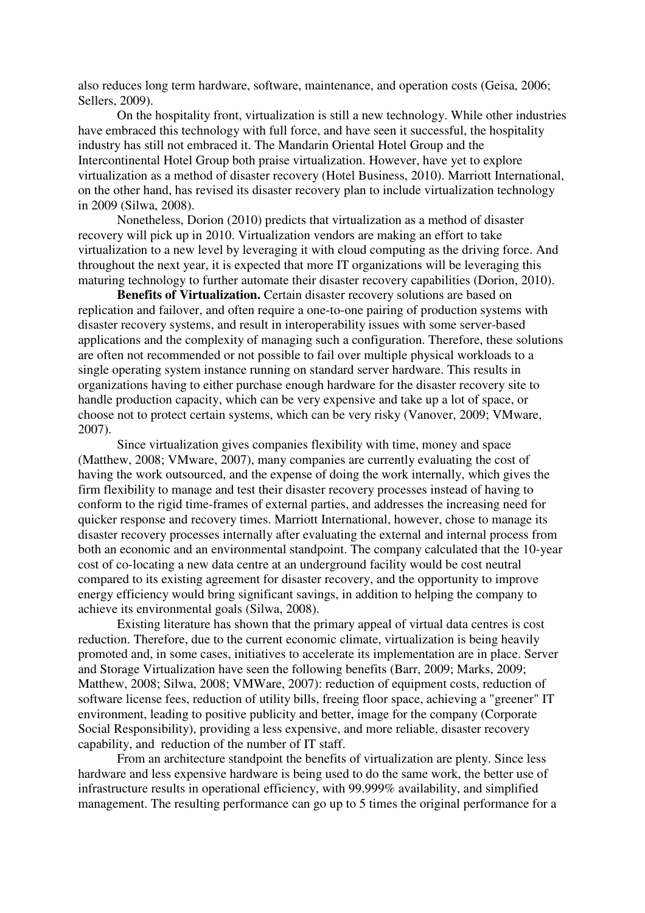also reduces long term hardware, software, maintenance, and operation costs (Geisa, 2006; Sellers, 2009).

On the hospitality front, virtualization is still a new technology. While other industries have embraced this technology with full force, and have seen it successful, the hospitality industry has still not embraced it. The Mandarin Oriental Hotel Group and the Intercontinental Hotel Group both praise virtualization. However, have yet to explore virtualization as a method of disaster recovery (Hotel Business, 2010). Marriott International, on the other hand, has revised its disaster recovery plan to include virtualization technology in 2009 (Silwa, 2008).

Nonetheless, Dorion (2010) predicts that virtualization as a method of disaster recovery will pick up in 2010. Virtualization vendors are making an effort to take virtualization to a new level by leveraging it with cloud computing as the driving force. And throughout the next year, it is expected that more IT organizations will be leveraging this maturing technology to further automate their disaster recovery capabilities (Dorion, 2010).

**Benefits of Virtualization.** Certain disaster recovery solutions are based on replication and failover, and often require a one-to-one pairing of production systems with disaster recovery systems, and result in interoperability issues with some server-based applications and the complexity of managing such a configuration. Therefore, these solutions are often not recommended or not possible to fail over multiple physical workloads to a single operating system instance running on standard server hardware. This results in organizations having to either purchase enough hardware for the disaster recovery site to handle production capacity, which can be very expensive and take up a lot of space, or choose not to protect certain systems, which can be very risky (Vanover, 2009; VMware, 2007).

Since virtualization gives companies flexibility with time, money and space (Matthew, 2008; VMware, 2007), many companies are currently evaluating the cost of having the work outsourced, and the expense of doing the work internally, which gives the firm flexibility to manage and test their disaster recovery processes instead of having to conform to the rigid time-frames of external parties, and addresses the increasing need for quicker response and recovery times. Marriott International, however, chose to manage its disaster recovery processes internally after evaluating the external and internal process from both an economic and an environmental standpoint. The company calculated that the 10-year cost of co-locating a new data centre at an underground facility would be cost neutral compared to its existing agreement for disaster recovery, and the opportunity to improve energy efficiency would bring significant savings, in addition to helping the company to achieve its environmental goals (Silwa, 2008).

Existing literature has shown that the primary appeal of virtual data centres is cost reduction. Therefore, due to the current economic climate, virtualization is being heavily promoted and, in some cases, initiatives to accelerate its implementation are in place. Server and Storage Virtualization have seen the following benefits (Barr, 2009; Marks, 2009; Matthew, 2008; Silwa, 2008; VMWare, 2007): reduction of equipment costs, reduction of software license fees, reduction of utility bills, freeing floor space, achieving a "greener" IT environment, leading to positive publicity and better, image for the company (Corporate Social Responsibility), providing a less expensive, and more reliable, disaster recovery capability, and reduction of the number of IT staff.

From an architecture standpoint the benefits of virtualization are plenty. Since less hardware and less expensive hardware is being used to do the same work, the better use of infrastructure results in operational efficiency, with 99.999% availability, and simplified management. The resulting performance can go up to 5 times the original performance for a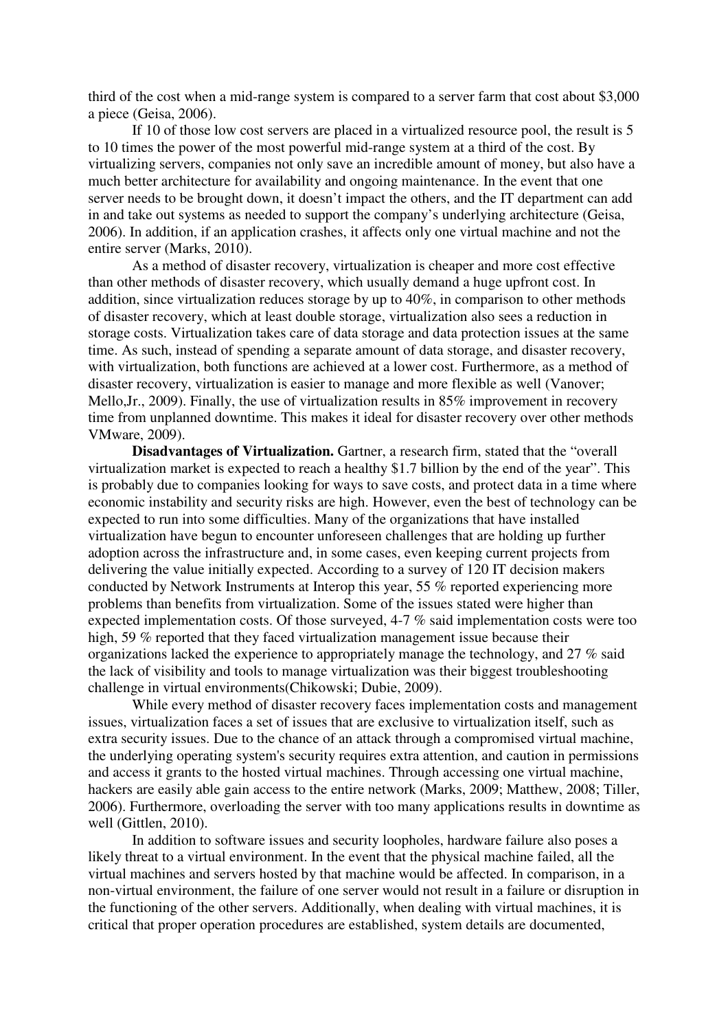third of the cost when a mid-range system is compared to a server farm that cost about $3,000 a piece (Geisa, 2006).

If 10 of those low cost servers are placed in a virtualized resource pool, the result is 5 to 10 times the power of the most powerful mid-range system at a third of the cost. By virtualizing servers, companies not only save an incredible amount of money, but also have a much better architecture for availability and ongoing maintenance. In the event that one server needs to be brought down, it doesn't impact the others, and the IT department can add in and take out systems as needed to support the company's underlying architecture (Geisa, 2006). In addition, if an application crashes, it affects only one virtual machine and not the entire server (Marks, 2010).

As a method of disaster recovery, virtualization is cheaper and more cost effective than other methods of disaster recovery, which usually demand a huge upfront cost. In addition, since virtualization reduces storage by up to 40%, in comparison to other methods of disaster recovery, which at least double storage, virtualization also sees a reduction in storage costs. Virtualization takes care of data storage and data protection issues at the same time. As such, instead of spending a separate amount of data storage, and disaster recovery, with virtualization, both functions are achieved at a lower cost. Furthermore, as a method of disaster recovery, virtualization is easier to manage and more flexible as well (Vanover; Mello,Jr., 2009). Finally, the use of virtualization results in 85% improvement in recovery time from unplanned downtime. This makes it ideal for disaster recovery over other methods VMware, 2009).

**Disadvantages of Virtualization.** Gartner, a research firm, stated that the "overall virtualization market is expected to reach a healthy $1.7 billion by the end of the year". This is probably due to companies looking for ways to save costs, and protect data in a time where economic instability and security risks are high. However, even the best of technology can be expected to run into some difficulties. Many of the organizations that have installed virtualization have begun to encounter unforeseen challenges that are holding up further adoption across the infrastructure and, in some cases, even keeping current projects from delivering the value initially expected. According to a survey of 120 IT decision makers conducted by Network Instruments at Interop this year, 55 % reported experiencing more problems than benefits from virtualization. Some of the issues stated were higher than expected implementation costs. Of those surveyed, 4-7 % said implementation costs were too high, 59 % reported that they faced virtualization management issue because their organizations lacked the experience to appropriately manage the technology, and 27 % said the lack of visibility and tools to manage virtualization was their biggest troubleshooting challenge in virtual environments(Chikowski; Dubie, 2009).

While every method of disaster recovery faces implementation costs and management issues, virtualization faces a set of issues that are exclusive to virtualization itself, such as extra security issues. Due to the chance of an attack through a compromised virtual machine, the underlying operating system's security requires extra attention, and caution in permissions and access it grants to the hosted virtual machines. Through accessing one virtual machine, hackers are easily able gain access to the entire network (Marks, 2009; Matthew, 2008; Tiller, 2006). Furthermore, overloading the server with too many applications results in downtime as well (Gittlen, 2010).

In addition to software issues and security loopholes, hardware failure also poses a likely threat to a virtual environment. In the event that the physical machine failed, all the virtual machines and servers hosted by that machine would be affected. In comparison, in a non-virtual environment, the failure of one server would not result in a failure or disruption in the functioning of the other servers. Additionally, when dealing with virtual machines, it is critical that proper operation procedures are established, system details are documented,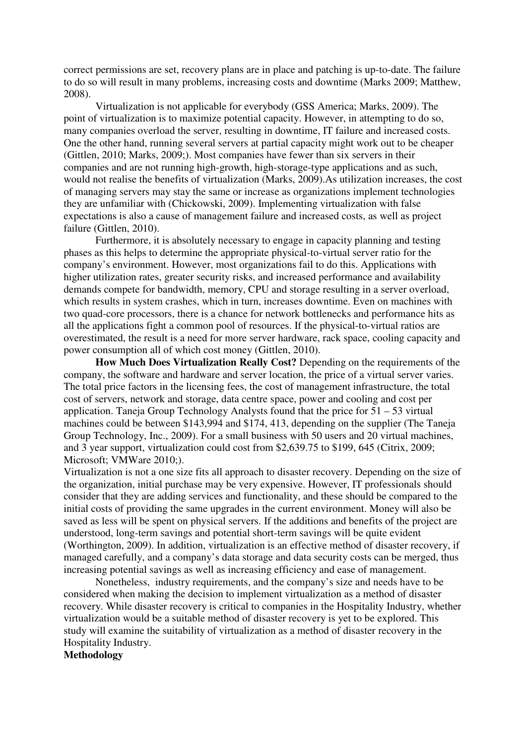correct permissions are set, recovery plans are in place and patching is up-to-date. The failure to do so will result in many problems, increasing costs and downtime (Marks 2009; Matthew, 2008).

Virtualization is not applicable for everybody (GSS America; Marks, 2009). The point of virtualization is to maximize potential capacity. However, in attempting to do so, many companies overload the server, resulting in downtime, IT failure and increased costs. One the other hand, running several servers at partial capacity might work out to be cheaper (Gittlen, 2010; Marks, 2009;). Most companies have fewer than six servers in their companies and are not running high-growth, high-storage-type applications and as such, would not realise the benefits of virtualization (Marks, 2009).As utilization increases, the cost of managing servers may stay the same or increase as organizations implement technologies they are unfamiliar with (Chickowski, 2009). Implementing virtualization with false expectations is also a cause of management failure and increased costs, as well as project failure (Gittlen, 2010).

Furthermore, it is absolutely necessary to engage in capacity planning and testing phases as this helps to determine the appropriate physical-to-virtual server ratio for the company's environment. However, most organizations fail to do this. Applications with higher utilization rates, greater security risks, and increased performance and availability demands compete for bandwidth, memory, CPU and storage resulting in a server overload, which results in system crashes, which in turn, increases downtime. Even on machines with two quad-core processors, there is a chance for network bottlenecks and performance hits as all the applications fight a common pool of resources. If the physical-to-virtual ratios are overestimated, the result is a need for more server hardware, rack space, cooling capacity and power consumption all of which cost money (Gittlen, 2010).

**How Much Does Virtualization Really Cost?** Depending on the requirements of the company, the software and hardware and server location, the price of a virtual server varies. The total price factors in the licensing fees, the cost of management infrastructure, the total cost of servers, network and storage, data centre space, power and cooling and cost per application. Taneja Group Technology Analysts found that the price for 51 – 53 virtual machines could be between \$143,994 and \$174, 413, depending on the supplier (The Taneja Group Technology, Inc., 2009). For a small business with 50 users and 20 virtual machines, and 3 year support, virtualization could cost from \$2,639.75 to \$199, 645 (Citrix, 2009; Microsoft; VMWare 2010;).

Virtualization is not a one size fits all approach to disaster recovery. Depending on the size of the organization, initial purchase may be very expensive. However, IT professionals should consider that they are adding services and functionality, and these should be compared to the initial costs of providing the same upgrades in the current environment. Money will also be saved as less will be spent on physical servers. If the additions and benefits of the project are understood, long-term savings and potential short-term savings will be quite evident (Worthington, 2009). In addition, virtualization is an effective method of disaster recovery, if managed carefully, and a company's data storage and data security costs can be merged, thus increasing potential savings as well as increasing efficiency and ease of management.

Nonetheless, industry requirements, and the company's size and needs have to be considered when making the decision to implement virtualization as a method of disaster recovery. While disaster recovery is critical to companies in the Hospitality Industry, whether virtualization would be a suitable method of disaster recovery is yet to be explored. This study will examine the suitability of virtualization as a method of disaster recovery in the Hospitality Industry.

**Methodology**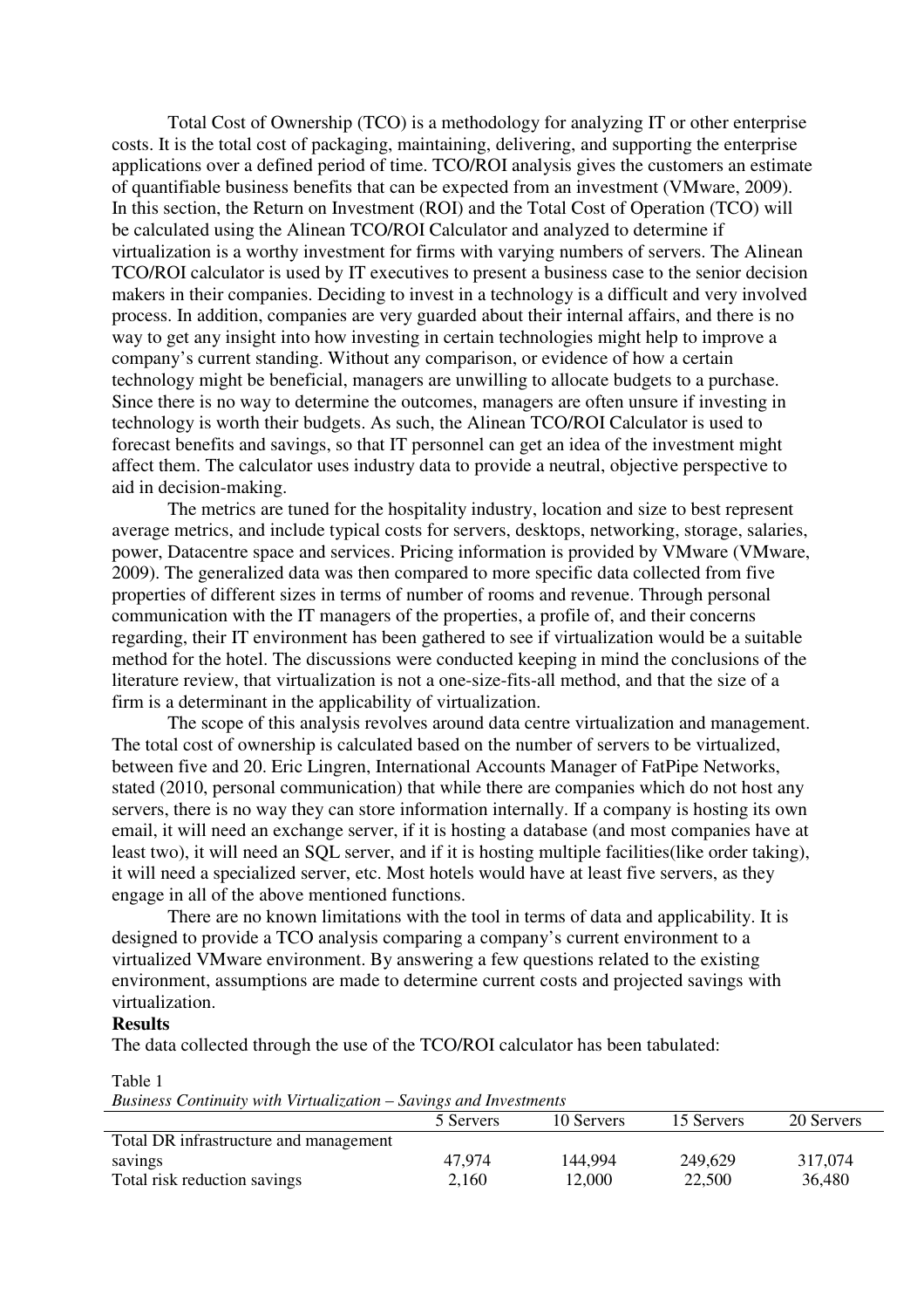Total Cost of Ownership (TCO) is a methodology for analyzing IT or other enterprise costs. It is the total cost of packaging, maintaining, delivering, and supporting the enterprise applications over a defined period of time. TCO/ROI analysis gives the customers an estimate of quantifiable business benefits that can be expected from an investment (VMware, 2009). In this section, the Return on Investment (ROI) and the Total Cost of Operation (TCO) will be calculated using the Alinean TCO/ROI Calculator and analyzed to determine if virtualization is a worthy investment for firms with varying numbers of servers. The Alinean TCO/ROI calculator is used by IT executives to present a business case to the senior decision makers in their companies. Deciding to invest in a technology is a difficult and very involved process. In addition, companies are very guarded about their internal affairs, and there is no way to get any insight into how investing in certain technologies might help to improve a company's current standing. Without any comparison, or evidence of how a certain technology might be beneficial, managers are unwilling to allocate budgets to a purchase. Since there is no way to determine the outcomes, managers are often unsure if investing in technology is worth their budgets. As such, the Alinean TCO/ROI Calculator is used to forecast benefits and savings, so that IT personnel can get an idea of the investment might affect them. The calculator uses industry data to provide a neutral, objective perspective to aid in decision-making.

The metrics are tuned for the hospitality industry, location and size to best represent average metrics, and include typical costs for servers, desktops, networking, storage, salaries, power, Datacentre space and services. Pricing information is provided by VMware (VMware, 2009). The generalized data was then compared to more specific data collected from five properties of different sizes in terms of number of rooms and revenue. Through personal communication with the IT managers of the properties, a profile of, and their concerns regarding, their IT environment has been gathered to see if virtualization would be a suitable method for the hotel. The discussions were conducted keeping in mind the conclusions of the literature review, that virtualization is not a one-size-fits-all method, and that the size of a firm is a determinant in the applicability of virtualization.

The scope of this analysis revolves around data centre virtualization and management. The total cost of ownership is calculated based on the number of servers to be virtualized, between five and 20. Eric Lingren, International Accounts Manager of FatPipe Networks, stated (2010, personal communication) that while there are companies which do not host any servers, there is no way they can store information internally. If a company is hosting its own email, it will need an exchange server, if it is hosting a database (and most companies have at least two), it will need an SQL server, and if it is hosting multiple facilities(like order taking), it will need a specialized server, etc. Most hotels would have at least five servers, as they engage in all of the above mentioned functions.

There are no known limitations with the tool in terms of data and applicability. It is designed to provide a TCO analysis comparing a company's current environment to a virtualized VMware environment. By answering a few questions related to the existing environment, assumptions are made to determine current costs and projected savings with virtualization.

**Results**

The data collected through the use of the TCO/ROI calculator has been tabulated:

Table 1

*Business Continuity with Virtualization – Savings and Investments*

| | 5 Servers | 10 Servers | 15 Servers | 20 Servers |
|---|---|---|---|---|
| Total DR infrastructure and management savings | 47,974 | 144,994 | 249,629 | 317,074 |
| Total risk reduction savings | 2,160 | 12,000 | 22,500 | 36,480 |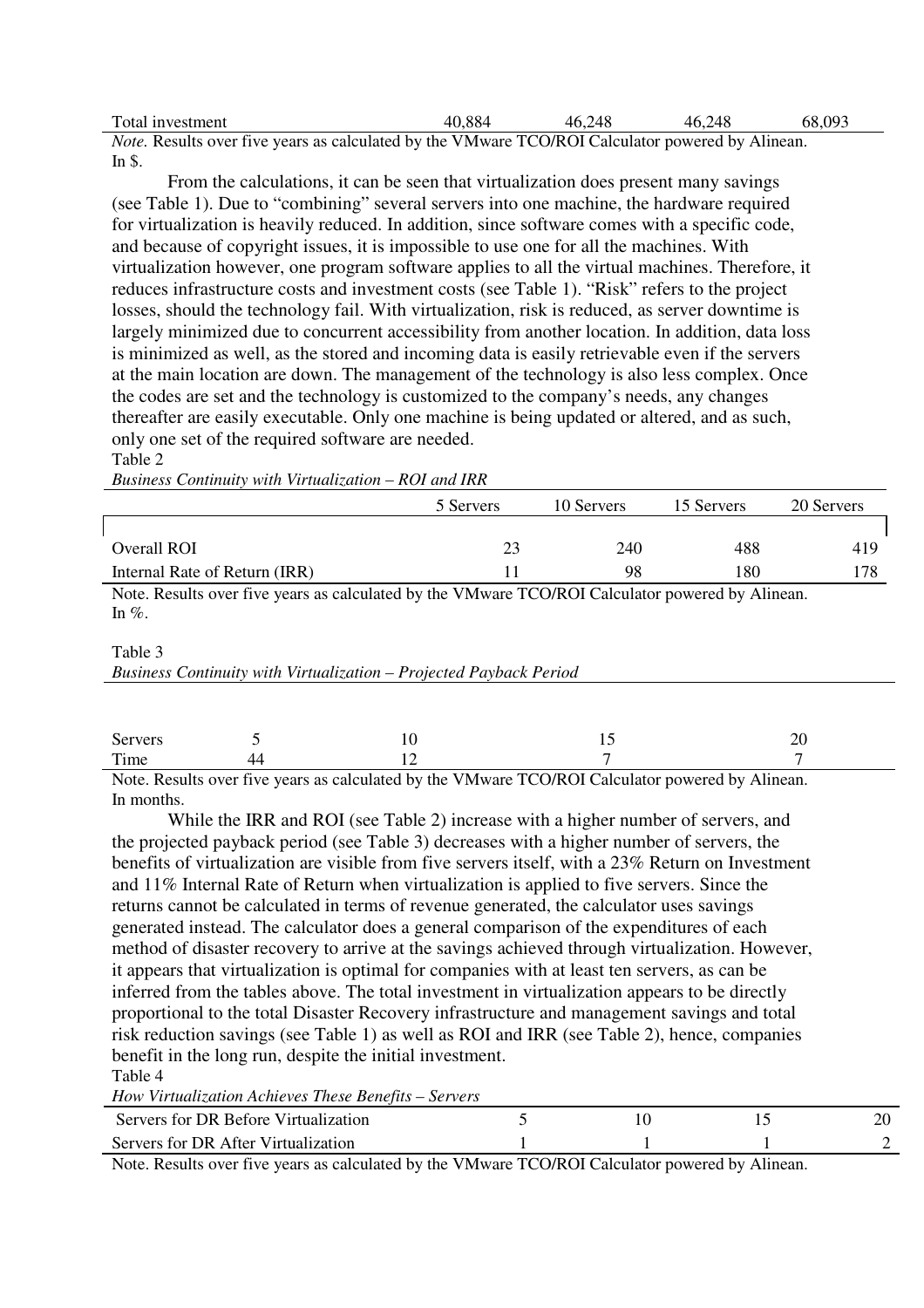| Total investment | 40,884 | 46,248 | 46,248 | 68,093 |
|---|---|---|---|---|

*Note.* Results over five years as calculated by the VMware TCO/ROI Calculator powered by Alinean. In $.

From the calculations, it can be seen that virtualization does present many savings (see Table 1). Due to "combining" several servers into one machine, the hardware required for virtualization is heavily reduced. In addition, since software comes with a specific code, and because of copyright issues, it is impossible to use one for all the machines. With virtualization however, one program software applies to all the virtual machines. Therefore, it reduces infrastructure costs and investment costs (see Table 1). "Risk" refers to the project losses, should the technology fail. With virtualization, risk is reduced, as server downtime is largely minimized due to concurrent accessibility from another location. In addition, data loss is minimized as well, as the stored and incoming data is easily retrievable even if the servers at the main location are down. The management of the technology is also less complex. Once the codes are set and the technology is customized to the company's needs, any changes thereafter are easily executable. Only one machine is being updated or altered, and as such, only one set of the required software are needed.

Table 2

*Business Continuity with Virtualization – ROI and IRR*

| | 5 Servers | 10 Servers | 15 Servers | 20 Servers |
|---|---|---|---|---|
| Overall ROI | 23 | 240 | 488 | 419 |
| Internal Rate of Return (IRR) | 11 | 98 | 180 | 178 |

Note. Results over five years as calculated by the VMware TCO/ROI Calculator powered by Alinean. In %.

Table 3

*Business Continuity with Virtualization – Projected Payback Period*

| Servers | 5 | 10 | 15 | 20 |
|---|---|---|---|---|
| Time | 44 | 12 | 7 | 7 |

Note. Results over five years as calculated by the VMware TCO/ROI Calculator powered by Alinean. In months.

While the IRR and ROI (see Table 2) increase with a higher number of servers, and the projected payback period (see Table 3) decreases with a higher number of servers, the benefits of virtualization are visible from five servers itself, with a 23% Return on Investment and 11% Internal Rate of Return when virtualization is applied to five servers. Since the returns cannot be calculated in terms of revenue generated, the calculator uses savings generated instead. The calculator does a general comparison of the expenditures of each method of disaster recovery to arrive at the savings achieved through virtualization. However, it appears that virtualization is optimal for companies with at least ten servers, as can be inferred from the tables above. The total investment in virtualization appears to be directly proportional to the total Disaster Recovery infrastructure and management savings and total risk reduction savings (see Table 1) as well as ROI and IRR (see Table 2), hence, companies benefit in the long run, despite the initial investment.

Table 4

*How Virtualization Achieves These Benefits – Servers*

| Servers for DR Before Virtualization | 5 | 10 | 15 | 20 |
|---|---|---|---|---|
| Servers for DR After Virtualization | 1 | 1 | 1 | 2 |

Note. Results over five years as calculated by the VMware TCO/ROI Calculator powered by Alinean.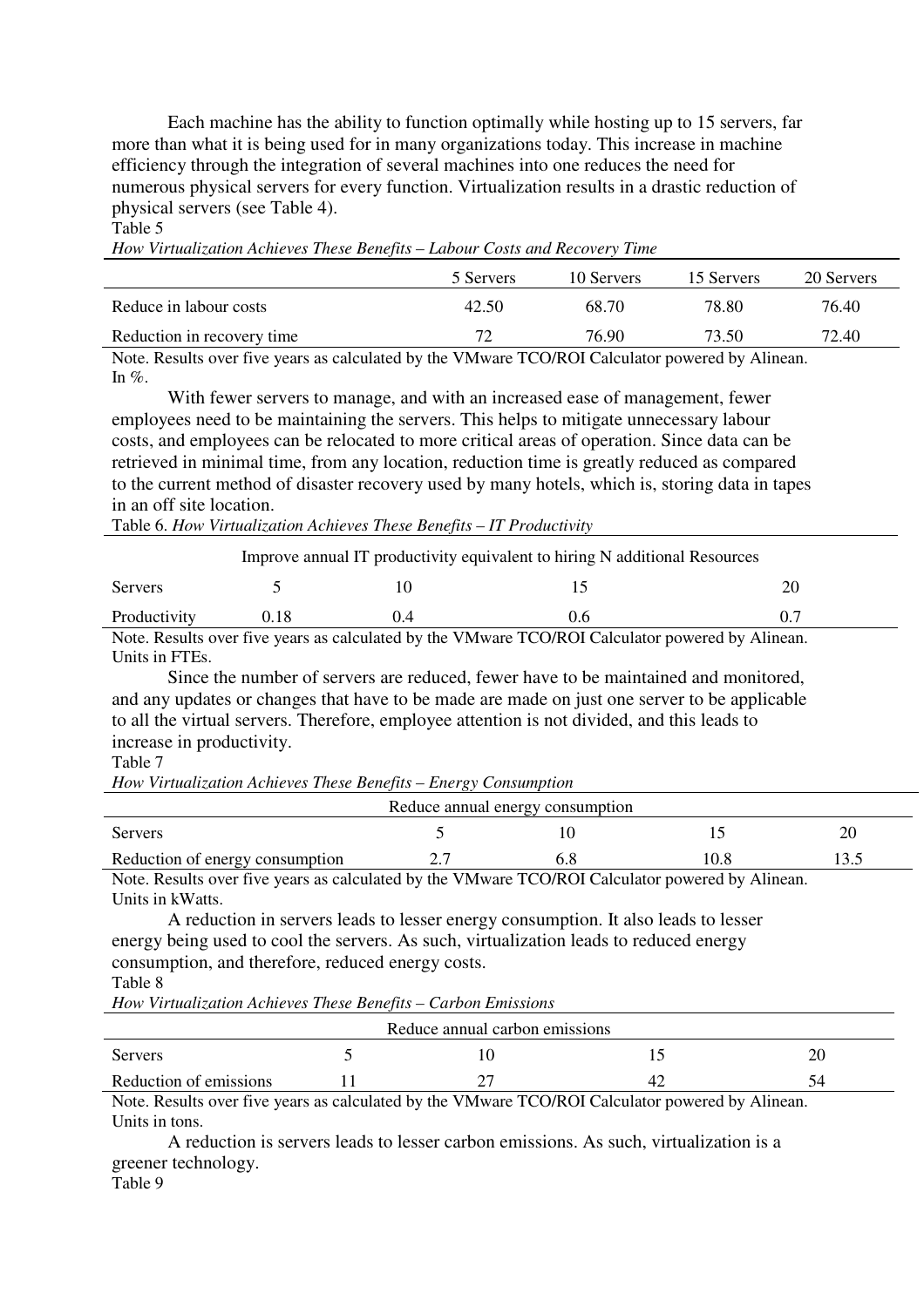Each machine has the ability to function optimally while hosting up to 15 servers, far more than what it is being used for in many organizations today. This increase in machine efficiency through the integration of several machines into one reduces the need for numerous physical servers for every function. Virtualization results in a drastic reduction of physical servers (see Table 4).

Table 5

*How Virtualization Achieves These Benefits – Labour Costs and Recovery Time*

| | 5 Servers | 10 Servers | 15 Servers | 20 Servers |
|---|---|---|---|---|
| Reduce in labour costs | 42.50 | 68.70 | 78.80 | 76.40 |
| Reduction in recovery time | 72 | 76.90 | 73.50 | 72.40 |

Note. Results over five years as calculated by the VMware TCO/ROI Calculator powered by Alinean. In %.

With fewer servers to manage, and with an increased ease of management, fewer employees need to be maintaining the servers. This helps to mitigate unnecessary labour costs, and employees can be relocated to more critical areas of operation. Since data can be retrieved in minimal time, from any location, reduction time is greatly reduced as compared to the current method of disaster recovery used by many hotels, which is, storing data in tapes in an off site location.

Table 6. *How Virtualization Achieves These Benefits – IT Productivity*

| Improve annual IT productivity equivalent to hiring N additional Resources | | | | |
|---|---|---|---|---|
| Servers | 5 | 10 | 15 | 20 |
| Productivity | 0.18 | 0.4 | 0.6 | 0.7 |

Note. Results over five years as calculated by the VMware TCO/ROI Calculator powered by Alinean. Units in FTEs.

Since the number of servers are reduced, fewer have to be maintained and monitored, and any updates or changes that have to be made are made on just one server to be applicable to all the virtual servers. Therefore, employee attention is not divided, and this leads to increase in productivity.

Table 7

*How Virtualization Achieves These Benefits – Energy Consumption*

| Reduce annual energy consumption | | | | |
|---|---|---|---|---|
| Servers | 5 | 10 | 15 | 20 |
| Reduction of energy consumption | 2.7 | 6.8 | 10.8 | 13.5 |

Note. Results over five years as calculated by the VMware TCO/ROI Calculator powered by Alinean. Units in kWatts.

A reduction in servers leads to lesser energy consumption. It also leads to lesser energy being used to cool the servers. As such, virtualization leads to reduced energy consumption, and therefore, reduced energy costs.

Table 8

*How Virtualization Achieves These Benefits – Carbon Emissions*

| Reduce annual carbon emissions | | | | |
|---|---|---|---|---|
| Servers | 5 | 10 | 15 | 20 |
| Reduction of emissions | 11 | 27 | 42 | 54 |

Note. Results over five years as calculated by the VMware TCO/ROI Calculator powered by Alinean. Units in tons.

A reduction is servers leads to lesser carbon emissions. As such, virtualization is a greener technology.

Table 9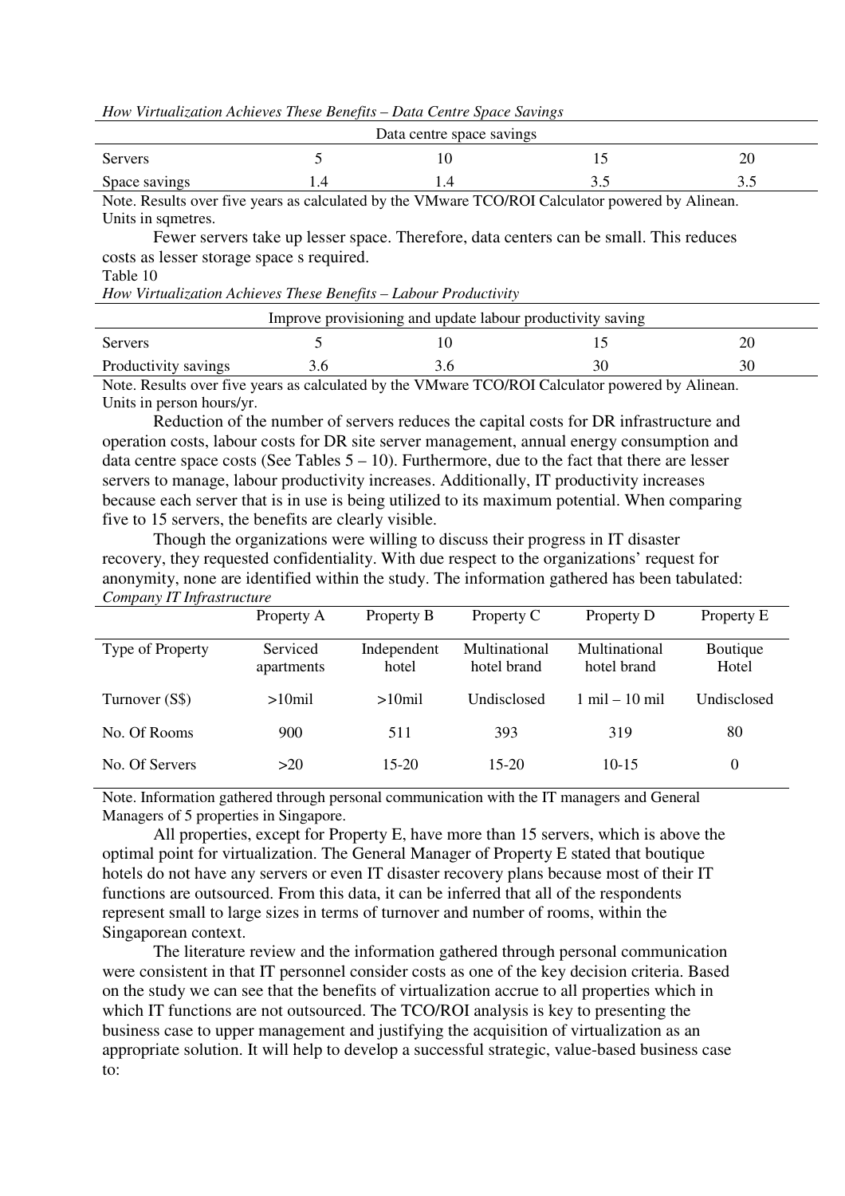*How Virtualization Achieves These Benefits – Data Centre Space Savings*

| Data centre space savings | | | | |
|---|---|---|---|---|
| Servers | 5 | 10 | 15 | 20 |
| Space savings | 1.4 | 1.4 | 3.5 | 3.5 |

Note. Results over five years as calculated by the VMware TCO/ROI Calculator powered by Alinean. Units in sqmetres.

Fewer servers take up lesser space. Therefore, data centers can be small. This reduces costs as lesser storage space s required.

Table 10

*How Virtualization Achieves These Benefits – Labour Productivity*

| Improve provisioning and update labour productivity saving | | | | |
|---|---|---|---|---|
| Servers | 5 | 10 | 15 | 20 |
| Productivity savings | 3.6 | 3.6 | 30 | 30 |

Note. Results over five years as calculated by the VMware TCO/ROI Calculator powered by Alinean. Units in person hours/yr.

Reduction of the number of servers reduces the capital costs for DR infrastructure and operation costs, labour costs for DR site server management, annual energy consumption and data centre space costs (See Tables 5 – 10). Furthermore, due to the fact that there are lesser servers to manage, labour productivity increases. Additionally, IT productivity increases because each server that is in use is being utilized to its maximum potential. When comparing five to 15 servers, the benefits are clearly visible.

Though the organizations were willing to discuss their progress in IT disaster recovery, they requested confidentiality. With due respect to the organizations' request for anonymity, none are identified within the study. The information gathered has been tabulated:

*Company IT Infrastructure*

| | Property A | Property B | Property C | Property D | Property E |
|---|---|---|---|---|---|
| Type of Property | Serviced apartments | Independent hotel | Multinational hotel brand | Multinational hotel brand | Boutique Hotel |
| Turnover (S$) | >10mil | >10mil | Undisclosed | 1 mil – 10 mil | Undisclosed |
| No. Of Rooms | 900 | 511 | 393 | 319 | 80 |
| No. Of Servers | >20 | 15-20 | 15-20 | 10-15 | 0 |

Note. Information gathered through personal communication with the IT managers and General Managers of 5 properties in Singapore.

All properties, except for Property E, have more than 15 servers, which is above the optimal point for virtualization. The General Manager of Property E stated that boutique hotels do not have any servers or even IT disaster recovery plans because most of their IT functions are outsourced. From this data, it can be inferred that all of the respondents represent small to large sizes in terms of turnover and number of rooms, within the Singaporean context.

The literature review and the information gathered through personal communication were consistent in that IT personnel consider costs as one of the key decision criteria. Based on the study we can see that the benefits of virtualization accrue to all properties which in which IT functions are not outsourced. The TCO/ROI analysis is key to presenting the business case to upper management and justifying the acquisition of virtualization as an appropriate solution. It will help to develop a successful strategic, value-based business case to: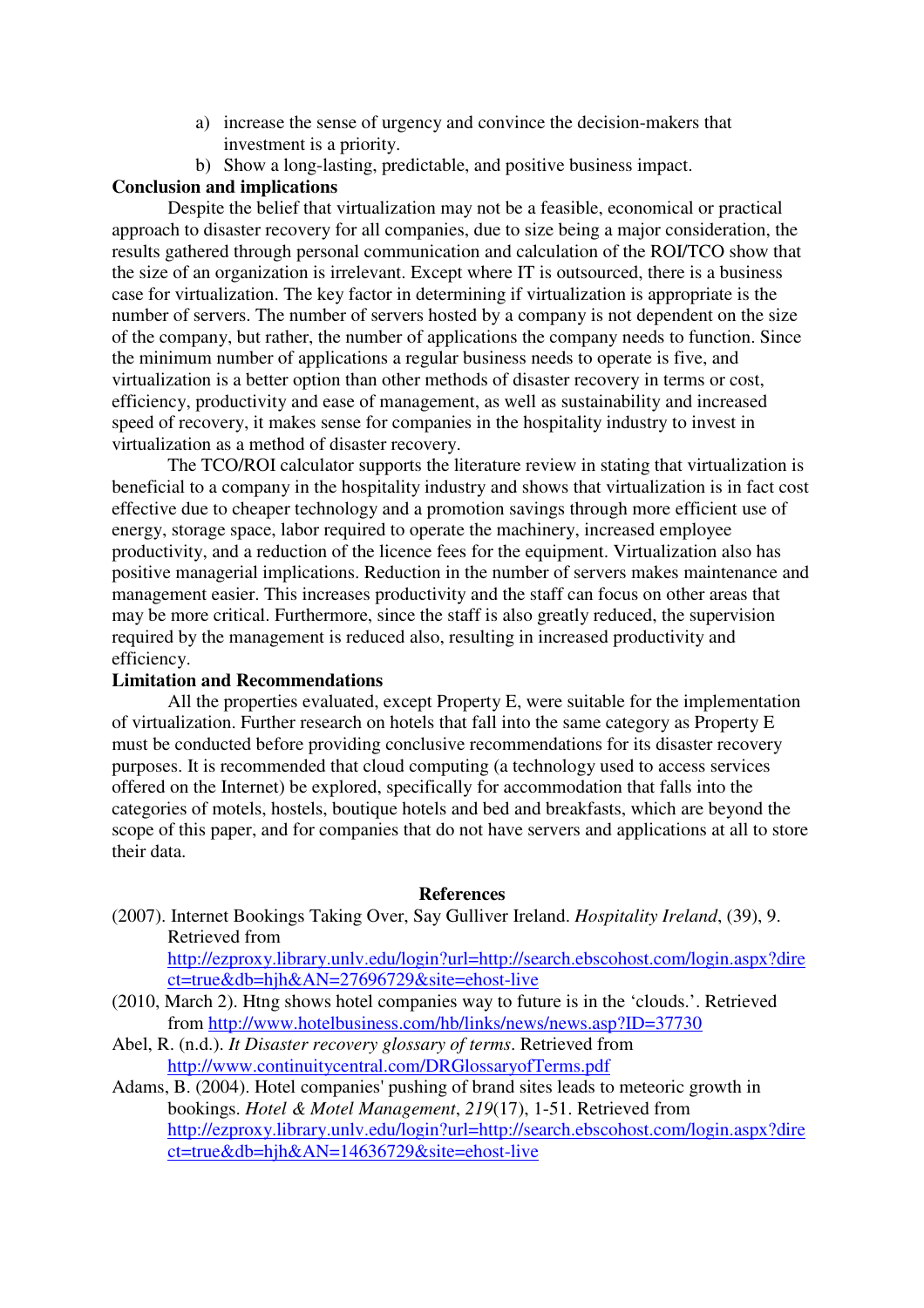a) increase the sense of urgency and convince the decision-makers that investment is a priority.
b) Show a long-lasting, predictable, and positive business impact.

**Conclusion and implications**

Despite the belief that virtualization may not be a feasible, economical or practical approach to disaster recovery for all companies, due to size being a major consideration, the results gathered through personal communication and calculation of the ROI/TCO show that the size of an organization is irrelevant. Except where IT is outsourced, there is a business case for virtualization. The key factor in determining if virtualization is appropriate is the number of servers. The number of servers hosted by a company is not dependent on the size of the company, but rather, the number of applications the company needs to function. Since the minimum number of applications a regular business needs to operate is five, and virtualization is a better option than other methods of disaster recovery in terms or cost, efficiency, productivity and ease of management, as well as sustainability and increased speed of recovery, it makes sense for companies in the hospitality industry to invest in virtualization as a method of disaster recovery.

The TCO/ROI calculator supports the literature review in stating that virtualization is beneficial to a company in the hospitality industry and shows that virtualization is in fact cost effective due to cheaper technology and a promotion savings through more efficient use of energy, storage space, labor required to operate the machinery, increased employee productivity, and a reduction of the licence fees for the equipment. Virtualization also has positive managerial implications. Reduction in the number of servers makes maintenance and management easier. This increases productivity and the staff can focus on other areas that may be more critical. Furthermore, since the staff is also greatly reduced, the supervision required by the management is reduced also, resulting in increased productivity and efficiency.

**Limitation and Recommendations**

All the properties evaluated, except Property E, were suitable for the implementation of virtualization. Further research on hotels that fall into the same category as Property E must be conducted before providing conclusive recommendations for its disaster recovery purposes. It is recommended that cloud computing (a technology used to access services offered on the Internet) be explored, specifically for accommodation that falls into the categories of motels, hostels, boutique hotels and bed and breakfasts, which are beyond the scope of this paper, and for companies that do not have servers and applications at all to store their data.

**References**

(2007). Internet Bookings Taking Over, Say Gulliver Ireland. *Hospitality Ireland*, (39), 9. Retrieved from http://ezproxy.library.unlv.edu/login?url=http://search.ebscohost.com/login.aspx?direct=true&db=hjh&AN=27696729&site=ehost-live

(2010, March 2). Htng shows hotel companies way to future is in the 'clouds.'. Retrieved from http://www.hotelbusiness.com/hb/links/news/news.asp?ID=37730

Abel, R. (n.d.). *It Disaster recovery glossary of terms*. Retrieved from http://www.continuitycentral.com/DRGlossaryofTerms.pdf

Adams, B. (2004). Hotel companies' pushing of brand sites leads to meteoric growth in bookings. *Hotel & Motel Management*, *219*(17), 1-51. Retrieved from http://ezproxy.library.unlv.edu/login?url=http://search.ebscohost.com/login.aspx?direct=true&db=hjh&AN=14636729&site=ehost-live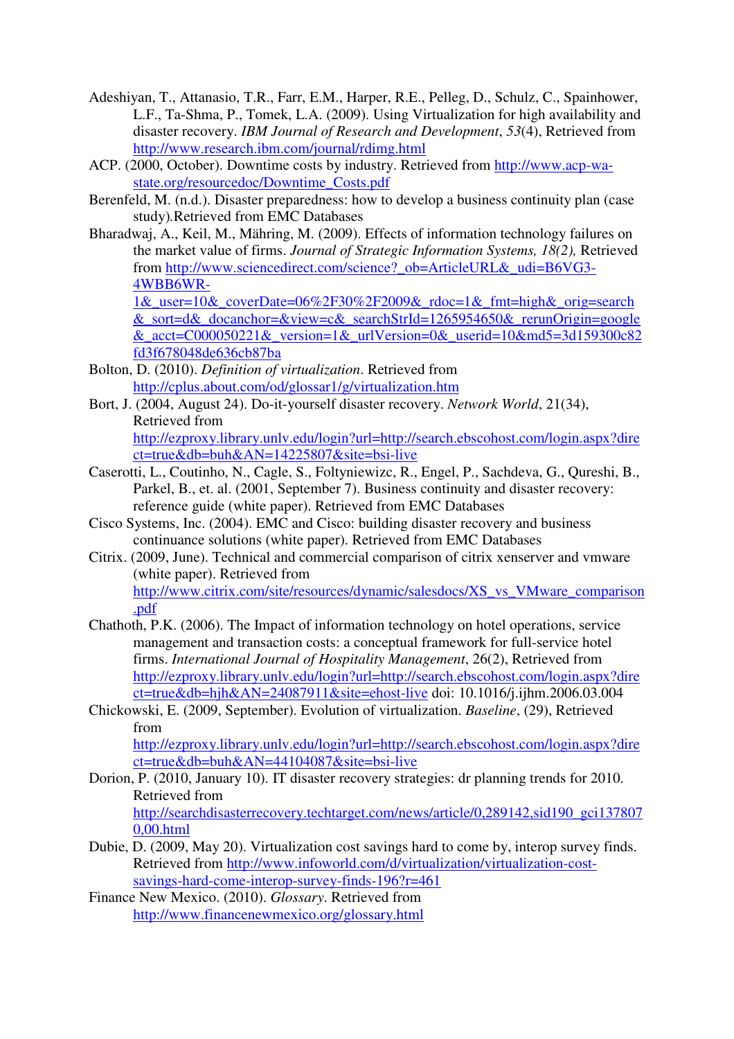Adeshiyan, T., Attanasio, T.R., Farr, E.M., Harper, R.E., Pelleg, D., Schulz, C., Spainhower, L.F., Ta-Shma, P., Tomek, L.A. (2009). Using Virtualization for high availability and disaster recovery. *IBM Journal of Research and Development*, *53*(4), Retrieved from http://www.research.ibm.com/journal/rdimg.html

ACP. (2000, October). Downtime costs by industry. Retrieved from http://www.acp-wa-state.org/resourcedoc/Downtime_Costs.pdf

Berenfeld, M. (n.d.). Disaster preparedness: how to develop a business continuity plan (case study).Retrieved from EMC Databases

Bharadwaj, A., Keil, M., Mähring, M. (2009). Effects of information technology failures on the market value of firms. *Journal of Strategic Information Systems, 18(2),* Retrieved from http://www.sciencedirect.com/science?_ob=ArticleURL&_udi=B6VG3-4WBB6WR-1&_user=10&_coverDate=06%2F30%2F2009&_rdoc=1&_fmt=high&_orig=search&_sort=d&_docanchor=&view=c&_searchStrId=1265954650&_rerunOrigin=google&_acct=C000050221&_version=1&_urlVersion=0&_userid=10&md5=3d159300c82fd3f678048de636cb87ba

Bolton, D. (2010). *Definition of virtualization*. Retrieved from http://cplus.about.com/od/glossar1/g/virtualization.htm

Bort, J. (2004, August 24). Do-it-yourself disaster recovery. *Network World*, 21(34), Retrieved from http://ezproxy.library.unlv.edu/login?url=http://search.ebscohost.com/login.aspx?direct=true&db=buh&AN=14225807&site=bsi-live

Caserotti, L., Coutinho, N., Cagle, S., Foltyniewizc, R., Engel, P., Sachdeva, G., Qureshi, B., Parkel, B., et. al. (2001, September 7). Business continuity and disaster recovery: reference guide (white paper). Retrieved from EMC Databases

Cisco Systems, Inc. (2004). EMC and Cisco: building disaster recovery and business continuance solutions (white paper). Retrieved from EMC Databases

Citrix. (2009, June). Technical and commercial comparison of citrix xenserver and vmware (white paper). Retrieved from http://www.citrix.com/site/resources/dynamic/salesdocs/XS_vs_VMware_comparison.pdf

Chathoth, P.K. (2006). The Impact of information technology on hotel operations, service management and transaction costs: a conceptual framework for full-service hotel firms. *International Journal of Hospitality Management*, 26(2), Retrieved from http://ezproxy.library.unlv.edu/login?url=http://search.ebscohost.com/login.aspx?direct=true&db=hjh&AN=24087911&site=ehost-live doi: 10.1016/j.ijhm.2006.03.004

Chickowski, E. (2009, September). Evolution of virtualization. *Baseline*, (29), Retrieved from http://ezproxy.library.unlv.edu/login?url=http://search.ebscohost.com/login.aspx?direct=true&db=buh&AN=44104087&site=bsi-live

Dorion, P. (2010, January 10). IT disaster recovery strategies: dr planning trends for 2010. Retrieved from http://searchdisasterrecovery.techtarget.com/news/article/0,289142,sid190_gci1378070,00.html

Dubie, D. (2009, May 20). Virtualization cost savings hard to come by, interop survey finds. Retrieved from http://www.infoworld.com/d/virtualization/virtualization-cost-savings-hard-come-interop-survey-finds-196?r=461

Finance New Mexico. (2010). *Glossary*. Retrieved from http://www.financenewmexico.org/glossary.html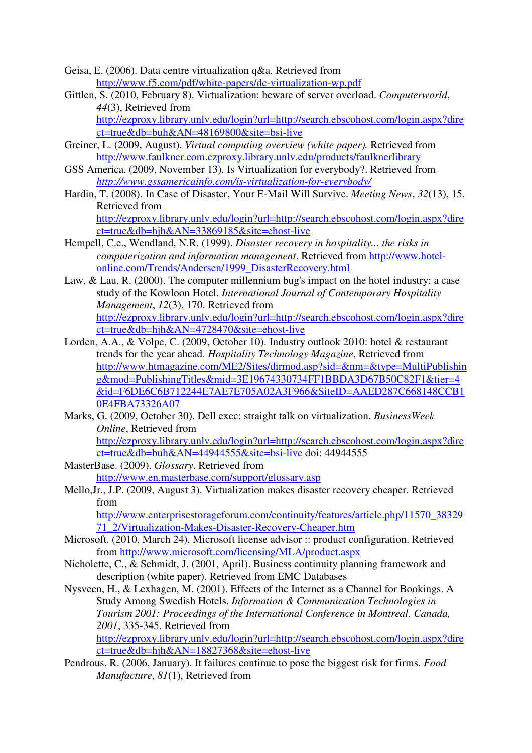Geisa, E. (2006). Data centre virtualization q&a. Retrieved from http://www.f5.com/pdf/white-papers/dc-virtualization-wp.pdf

Gittlen, S. (2010, February 8). Virtualization: beware of server overload. *Computerworld*, *44*(3), Retrieved from http://ezproxy.library.unlv.edu/login?url=http://search.ebscohost.com/login.aspx?direct=true&db=buh&AN=48169800&site=bsi-live

Greiner, L. (2009, August). *Virtual computing overview (white paper).* Retrieved from http://www.faulkner.com.ezproxy.library.unlv.edu/products/faulknerlibrary

GSS America. (2009, November 13). Is Virtualization for everybody?. Retrieved from *http://www.gssamericainfo.com/is-virtualization-for-everybody/*

Hardin, T. (2008). In Case of Disaster, Your E-Mail Will Survive. *Meeting News*, *32*(13), 15. Retrieved from http://ezproxy.library.unlv.edu/login?url=http://search.ebscohost.com/login.aspx?direct=true&db=hjh&AN=33869185&site=ehost-live

Hempell, C.e., Wendland, N.R. (1999). *Disaster recovery in hospitality... the risks in computerization and information management*. Retrieved from http://www.hotel-online.com/Trends/Andersen/1999_DisasterRecovery.html

Law, & Lau, R. (2000). The computer millennium bug's impact on the hotel industry: a case study of the Kowloon Hotel. *International Journal of Contemporary Hospitality Management*, *12*(3), 170. Retrieved from http://ezproxy.library.unlv.edu/login?url=http://search.ebscohost.com/login.aspx?direct=true&db=hjh&AN=4728470&site=ehost-live

Lorden, A.A., & Volpe, C. (2009, October 10). Industry outlook 2010: hotel & restaurant trends for the year ahead. *Hospitality Technology Magazine*, Retrieved from http://www.htmagazine.com/ME2/Sites/dirmod.asp?sid=&nm=&type=MultiPublishing&mod=PublishingTitles&mid=3E19674330734FF1BBDA3D67B50C82F1&tier=4&id=F6DE6C6B712244E7AE7E705A02A3F966&SiteID=AAED287C668148CCB10E4FBA73326A07

Marks, G. (2009, October 30). Dell exec: straight talk on virtualization. *BusinessWeek Online*, Retrieved from http://ezproxy.library.unlv.edu/login?url=http://search.ebscohost.com/login.aspx?direct=true&db=buh&AN=44944555&site=bsi-live doi: 44944555

MasterBase. (2009). *Glossary*. Retrieved from http://www.en.masterbase.com/support/glossary.asp

Mello,Jr., J.P. (2009, August 3). Virtualization makes disaster recovery cheaper. Retrieved from http://www.enterprisestorageforum.com/continuity/features/article.php/11570_3832971_2/Virtualization-Makes-Disaster-Recovery-Cheaper.htm

Microsoft. (2010, March 24). Microsoft license advisor :: product configuration. Retrieved from http://www.microsoft.com/licensing/MLA/product.aspx

Nicholette, C., & Schmidt, J. (2001, April). Business continuity planning framework and description (white paper). Retrieved from EMC Databases

Nysveen, H., & Lexhagen, M. (2001). Effects of the Internet as a Channel for Bookings. A Study Among Swedish Hotels. *Information & Communication Technologies in Tourism 2001: Proceedings of the International Conference in Montreal, Canada, 2001*, 335-345. Retrieved from http://ezproxy.library.unlv.edu/login?url=http://search.ebscohost.com/login.aspx?direct=true&db=hjh&AN=18827368&site=ehost-live

Pendrous, R. (2006, January). It failures continue to pose the biggest risk for firms. *Food Manufacture*, *81*(1), Retrieved from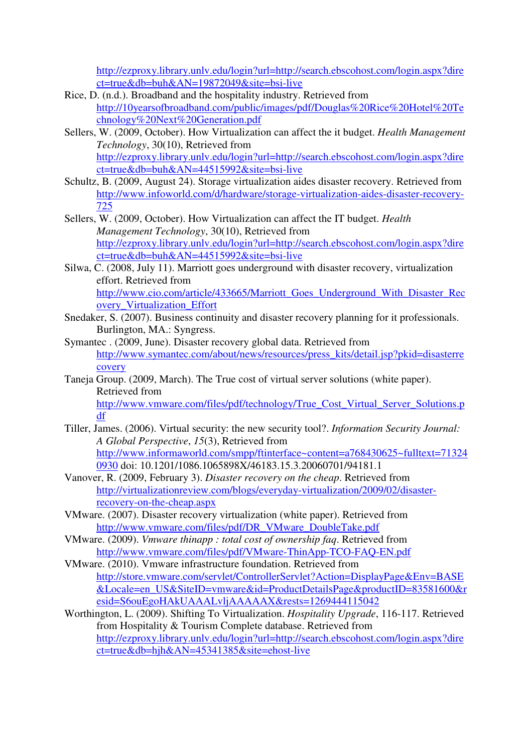http://ezproxy.library.unlv.edu/login?url=http://search.ebscohost.com/login.aspx?direct=true&db=buh&AN=19872049&site=bsi-live

Rice, D. (n.d.). Broadband and the hospitality industry. Retrieved from http://10yearsofbroadband.com/public/images/pdf/Douglas%20Rice%20Hotel%20Technology%20Next%20Generation.pdf

Sellers, W. (2009, October). How Virtualization can affect the it budget. *Health Management Technology*, 30(10), Retrieved from http://ezproxy.library.unlv.edu/login?url=http://search.ebscohost.com/login.aspx?direct=true&db=buh&AN=44515992&site=bsi-live

Schultz, B. (2009, August 24). Storage virtualization aides disaster recovery. Retrieved from http://www.infoworld.com/d/hardware/storage-virtualization-aides-disaster-recovery-725

Sellers, W. (2009, October). How Virtualization can affect the IT budget. *Health Management Technology*, 30(10), Retrieved from http://ezproxy.library.unlv.edu/login?url=http://search.ebscohost.com/login.aspx?direct=true&db=buh&AN=44515992&site=bsi-live

Silwa, C. (2008, July 11). Marriott goes underground with disaster recovery, virtualization effort. Retrieved from http://www.cio.com/article/433665/Marriott_Goes_Underground_With_Disaster_Recovery_Virtualization_Effort

Snedaker, S. (2007). Business continuity and disaster recovery planning for it professionals. Burlington, MA.: Syngress.

Symantec . (2009, June). Disaster recovery global data. Retrieved from http://www.symantec.com/about/news/resources/press_kits/detail.jsp?pkid=disasterrecovery

Taneja Group. (2009, March). The True cost of virtual server solutions (white paper). Retrieved from http://www.vmware.com/files/pdf/technology/True_Cost_Virtual_Server_Solutions.pdf

Tiller, James. (2006). Virtual security: the new security tool?. *Information Security Journal: A Global Perspective*, *15*(3), Retrieved from http://www.informaworld.com/smpp/ftinterface~content=a768430625~fulltext=713240930 doi: 10.1201/1086.1065898X/46183.15.3.20060701/94181.1

Vanover, R. (2009, February 3). *Disaster recovery on the cheap*. Retrieved from http://virtualizationreview.com/blogs/everyday-virtualization/2009/02/disaster-recovery-on-the-cheap.aspx

VMware. (2007). Disaster recovery virtualization (white paper). Retrieved from http://www.vmware.com/files/pdf/DR_VMware_DoubleTake.pdf

VMware. (2009). *Vmware thinapp : total cost of ownership faq*. Retrieved from http://www.vmware.com/files/pdf/VMware-ThinApp-TCO-FAQ-EN.pdf

VMware. (2010). Vmware infrastructure foundation. Retrieved from http://store.vmware.com/servlet/ControllerServlet?Action=DisplayPage&Env=BASE&Locale=en_US&SiteID=vmware&id=ProductDetailsPage&productID=83581600&resid=S6ouEgoHAkUAAALvljAAAAAX&rests=1269444115042

Worthington, L. (2009). Shifting To Virtualization. *Hospitality Upgrade*, 116-117. Retrieved from Hospitality & Tourism Complete database. Retrieved from http://ezproxy.library.unlv.edu/login?url=http://search.ebscohost.com/login.aspx?direct=true&db=hjh&AN=45341385&site=ehost-live